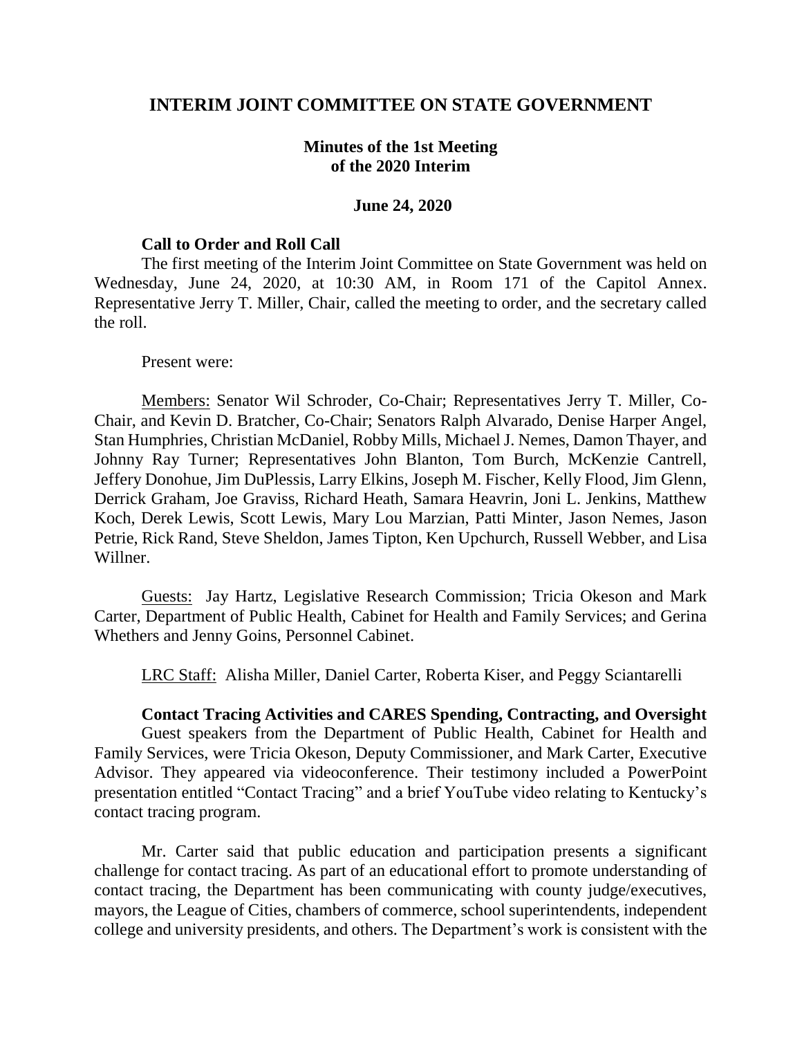# INTERIM JOINT COMMITTEE ON STATE GOVERNMENT

## Minutes of the 1st Meeting of the 2020 Interim

### June 24, 2020

**Call to Order and Roll Call**

The first meeting of the Interim Joint Committee on State Government was held on Wednesday, June 24, 2020, at 10:30 AM, in Room 171 of the Capitol Annex. Representative Jerry T. Miller, Chair, called the meeting to order, and the secretary called the roll.

Present were:

Members: Senator Wil Schroder, Co-Chair; Representatives Jerry T. Miller, Co-Chair, and Kevin D. Bratcher, Co-Chair; Senators Ralph Alvarado, Denise Harper Angel, Stan Humphries, Christian McDaniel, Robby Mills, Michael J. Nemes, Damon Thayer, and Johnny Ray Turner; Representatives John Blanton, Tom Burch, McKenzie Cantrell, Jeffery Donohue, Jim DuPlessis, Larry Elkins, Joseph M. Fischer, Kelly Flood, Jim Glenn, Derrick Graham, Joe Graviss, Richard Heath, Samara Heavrin, Joni L. Jenkins, Matthew Koch, Derek Lewis, Scott Lewis, Mary Lou Marzian, Patti Minter, Jason Nemes, Jason Petrie, Rick Rand, Steve Sheldon, James Tipton, Ken Upchurch, Russell Webber, and Lisa Willner.

Guests: Jay Hartz, Legislative Research Commission; Tricia Okeson and Mark Carter, Department of Public Health, Cabinet for Health and Family Services; and Gerina Whethers and Jenny Goins, Personnel Cabinet.

LRC Staff: Alisha Miller, Daniel Carter, Roberta Kiser, and Peggy Sciantarelli

**Contact Tracing Activities and CARES Spending, Contracting, and Oversight**

Guest speakers from the Department of Public Health, Cabinet for Health and Family Services, were Tricia Okeson, Deputy Commissioner, and Mark Carter, Executive Advisor. They appeared via videoconference. Their testimony included a PowerPoint presentation entitled "Contact Tracing" and a brief YouTube video relating to Kentucky's contact tracing program.

Mr. Carter said that public education and participation presents a significant challenge for contact tracing. As part of an educational effort to promote understanding of contact tracing, the Department has been communicating with county judge/executives, mayors, the League of Cities, chambers of commerce, school superintendents, independent college and university presidents, and others. The Department's work is consistent with the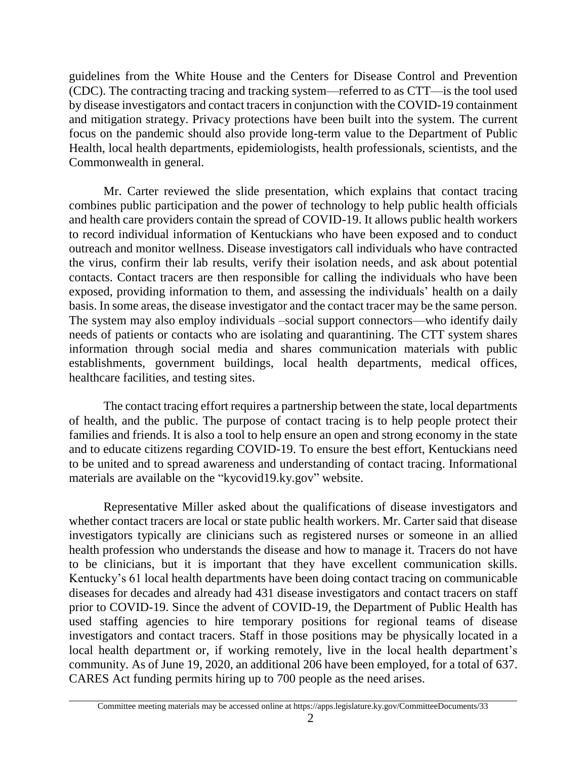guidelines from the White House and the Centers for Disease Control and Prevention (CDC). The contracting tracing and tracking system—referred to as CTT—is the tool used by disease investigators and contact tracers in conjunction with the COVID-19 containment and mitigation strategy. Privacy protections have been built into the system. The current focus on the pandemic should also provide long-term value to the Department of Public Health, local health departments, epidemiologists, health professionals, scientists, and the Commonwealth in general.

Mr. Carter reviewed the slide presentation, which explains that contact tracing combines public participation and the power of technology to help public health officials and health care providers contain the spread of COVID-19. It allows public health workers to record individual information of Kentuckians who have been exposed and to conduct outreach and monitor wellness. Disease investigators call individuals who have contracted the virus, confirm their lab results, verify their isolation needs, and ask about potential contacts. Contact tracers are then responsible for calling the individuals who have been exposed, providing information to them, and assessing the individuals' health on a daily basis. In some areas, the disease investigator and the contact tracer may be the same person. The system may also employ individuals –social support connectors—who identify daily needs of patients or contacts who are isolating and quarantining. The CTT system shares information through social media and shares communication materials with public establishments, government buildings, local health departments, medical offices, healthcare facilities, and testing sites.

The contact tracing effort requires a partnership between the state, local departments of health, and the public. The purpose of contact tracing is to help people protect their families and friends. It is also a tool to help ensure an open and strong economy in the state and to educate citizens regarding COVID-19. To ensure the best effort, Kentuckians need to be united and to spread awareness and understanding of contact tracing. Informational materials are available on the "kycovid19.ky.gov" website.

Representative Miller asked about the qualifications of disease investigators and whether contact tracers are local or state public health workers. Mr. Carter said that disease investigators typically are clinicians such as registered nurses or someone in an allied health profession who understands the disease and how to manage it. Tracers do not have to be clinicians, but it is important that they have excellent communication skills. Kentucky's 61 local health departments have been doing contact tracing on communicable diseases for decades and already had 431 disease investigators and contact tracers on staff prior to COVID-19. Since the advent of COVID-19, the Department of Public Health has used staffing agencies to hire temporary positions for regional teams of disease investigators and contact tracers. Staff in those positions may be physically located in a local health department or, if working remotely, live in the local health department's community. As of June 19, 2020, an additional 206 have been employed, for a total of 637. CARES Act funding permits hiring up to 700 people as the need arises.

Committee meeting materials may be accessed online at https://apps.legislature.ky.gov/CommitteeDocuments/33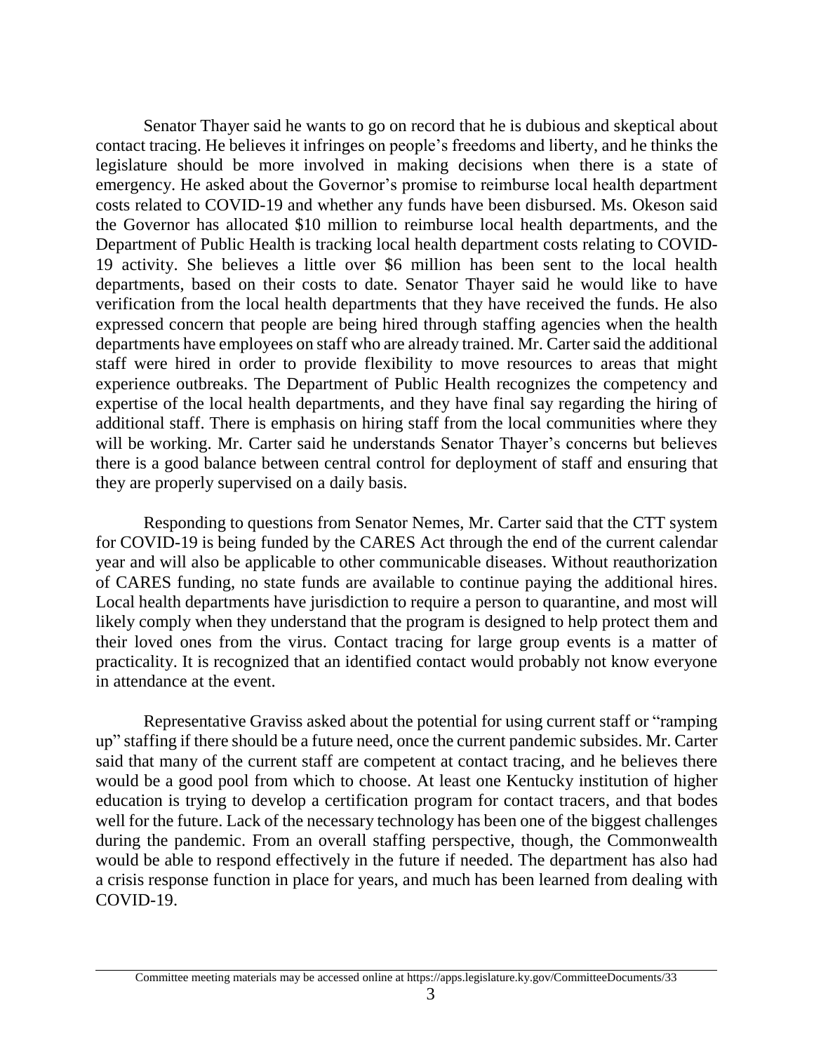Senator Thayer said he wants to go on record that he is dubious and skeptical about contact tracing. He believes it infringes on people's freedoms and liberty, and he thinks the legislature should be more involved in making decisions when there is a state of emergency. He asked about the Governor's promise to reimburse local health department costs related to COVID-19 and whether any funds have been disbursed. Ms. Okeson said the Governor has allocated $10 million to reimburse local health departments, and the Department of Public Health is tracking local health department costs relating to COVID-19 activity. She believes a little over $6 million has been sent to the local health departments, based on their costs to date. Senator Thayer said he would like to have verification from the local health departments that they have received the funds. He also expressed concern that people are being hired through staffing agencies when the health departments have employees on staff who are already trained. Mr. Carter said the additional staff were hired in order to provide flexibility to move resources to areas that might experience outbreaks. The Department of Public Health recognizes the competency and expertise of the local health departments, and they have final say regarding the hiring of additional staff. There is emphasis on hiring staff from the local communities where they will be working. Mr. Carter said he understands Senator Thayer's concerns but believes there is a good balance between central control for deployment of staff and ensuring that they are properly supervised on a daily basis.

Responding to questions from Senator Nemes, Mr. Carter said that the CTT system for COVID-19 is being funded by the CARES Act through the end of the current calendar year and will also be applicable to other communicable diseases. Without reauthorization of CARES funding, no state funds are available to continue paying the additional hires. Local health departments have jurisdiction to require a person to quarantine, and most will likely comply when they understand that the program is designed to help protect them and their loved ones from the virus. Contact tracing for large group events is a matter of practicality. It is recognized that an identified contact would probably not know everyone in attendance at the event.

Representative Graviss asked about the potential for using current staff or "ramping up" staffing if there should be a future need, once the current pandemic subsides. Mr. Carter said that many of the current staff are competent at contact tracing, and he believes there would be a good pool from which to choose. At least one Kentucky institution of higher education is trying to develop a certification program for contact tracers, and that bodes well for the future. Lack of the necessary technology has been one of the biggest challenges during the pandemic. From an overall staffing perspective, though, the Commonwealth would be able to respond effectively in the future if needed. The department has also had a crisis response function in place for years, and much has been learned from dealing with COVID-19.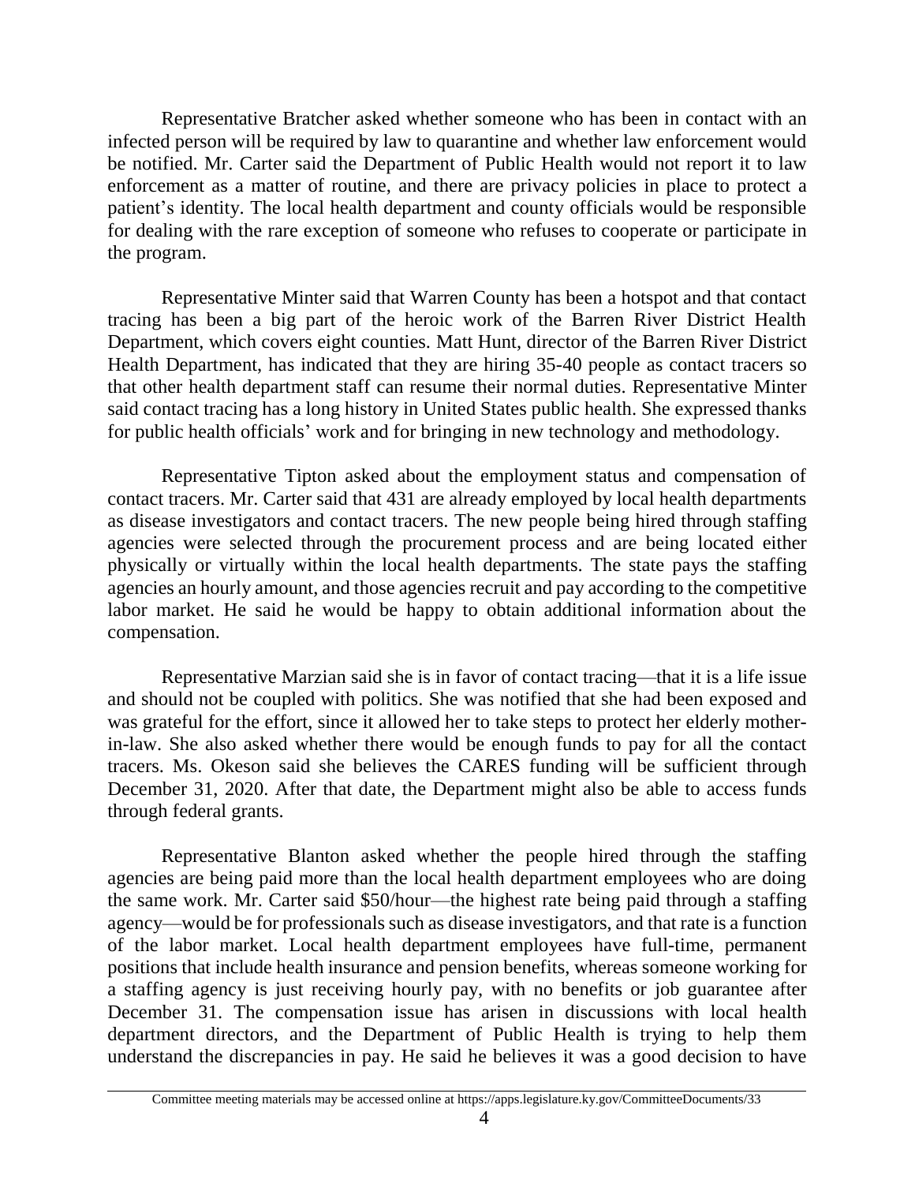Representative Bratcher asked whether someone who has been in contact with an infected person will be required by law to quarantine and whether law enforcement would be notified. Mr. Carter said the Department of Public Health would not report it to law enforcement as a matter of routine, and there are privacy policies in place to protect a patient's identity. The local health department and county officials would be responsible for dealing with the rare exception of someone who refuses to cooperate or participate in the program.

Representative Minter said that Warren County has been a hotspot and that contact tracing has been a big part of the heroic work of the Barren River District Health Department, which covers eight counties. Matt Hunt, director of the Barren River District Health Department, has indicated that they are hiring 35-40 people as contact tracers so that other health department staff can resume their normal duties. Representative Minter said contact tracing has a long history in United States public health. She expressed thanks for public health officials' work and for bringing in new technology and methodology.

Representative Tipton asked about the employment status and compensation of contact tracers. Mr. Carter said that 431 are already employed by local health departments as disease investigators and contact tracers. The new people being hired through staffing agencies were selected through the procurement process and are being located either physically or virtually within the local health departments. The state pays the staffing agencies an hourly amount, and those agencies recruit and pay according to the competitive labor market. He said he would be happy to obtain additional information about the compensation.

Representative Marzian said she is in favor of contact tracing—that it is a life issue and should not be coupled with politics. She was notified that she had been exposed and was grateful for the effort, since it allowed her to take steps to protect her elderly mother-in-law. She also asked whether there would be enough funds to pay for all the contact tracers. Ms. Okeson said she believes the CARES funding will be sufficient through December 31, 2020. After that date, the Department might also be able to access funds through federal grants.

Representative Blanton asked whether the people hired through the staffing agencies are being paid more than the local health department employees who are doing the same work. Mr. Carter said $50/hour—the highest rate being paid through a staffing agency—would be for professionals such as disease investigators, and that rate is a function of the labor market. Local health department employees have full-time, permanent positions that include health insurance and pension benefits, whereas someone working for a staffing agency is just receiving hourly pay, with no benefits or job guarantee after December 31. The compensation issue has arisen in discussions with local health department directors, and the Department of Public Health is trying to help them understand the discrepancies in pay. He said he believes it was a good decision to have

Committee meeting materials may be accessed online at https://apps.legislature.ky.gov/CommitteeDocuments/33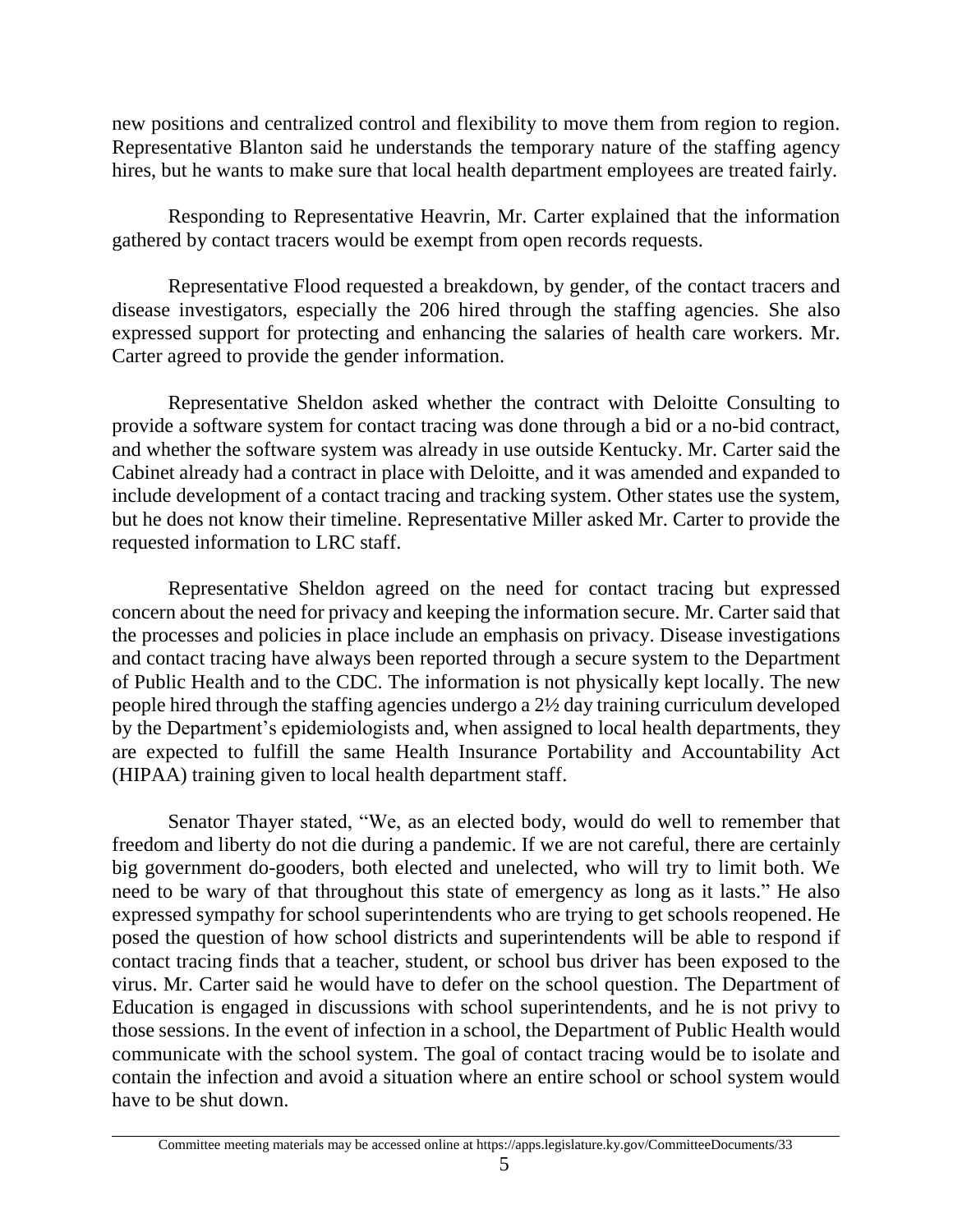new positions and centralized control and flexibility to move them from region to region. Representative Blanton said he understands the temporary nature of the staffing agency hires, but he wants to make sure that local health department employees are treated fairly.

Responding to Representative Heavrin, Mr. Carter explained that the information gathered by contact tracers would be exempt from open records requests.

Representative Flood requested a breakdown, by gender, of the contact tracers and disease investigators, especially the 206 hired through the staffing agencies. She also expressed support for protecting and enhancing the salaries of health care workers. Mr. Carter agreed to provide the gender information.

Representative Sheldon asked whether the contract with Deloitte Consulting to provide a software system for contact tracing was done through a bid or a no-bid contract, and whether the software system was already in use outside Kentucky. Mr. Carter said the Cabinet already had a contract in place with Deloitte, and it was amended and expanded to include development of a contact tracing and tracking system. Other states use the system, but he does not know their timeline. Representative Miller asked Mr. Carter to provide the requested information to LRC staff.

Representative Sheldon agreed on the need for contact tracing but expressed concern about the need for privacy and keeping the information secure. Mr. Carter said that the processes and policies in place include an emphasis on privacy. Disease investigations and contact tracing have always been reported through a secure system to the Department of Public Health and to the CDC. The information is not physically kept locally. The new people hired through the staffing agencies undergo a 2½ day training curriculum developed by the Department's epidemiologists and, when assigned to local health departments, they are expected to fulfill the same Health Insurance Portability and Accountability Act (HIPAA) training given to local health department staff.

Senator Thayer stated, "We, as an elected body, would do well to remember that freedom and liberty do not die during a pandemic. If we are not careful, there are certainly big government do-gooders, both elected and unelected, who will try to limit both. We need to be wary of that throughout this state of emergency as long as it lasts." He also expressed sympathy for school superintendents who are trying to get schools reopened. He posed the question of how school districts and superintendents will be able to respond if contact tracing finds that a teacher, student, or school bus driver has been exposed to the virus. Mr. Carter said he would have to defer on the school question. The Department of Education is engaged in discussions with school superintendents, and he is not privy to those sessions. In the event of infection in a school, the Department of Public Health would communicate with the school system. The goal of contact tracing would be to isolate and contain the infection and avoid a situation where an entire school or school system would have to be shut down.

Committee meeting materials may be accessed online at https://apps.legislature.ky.gov/CommitteeDocuments/33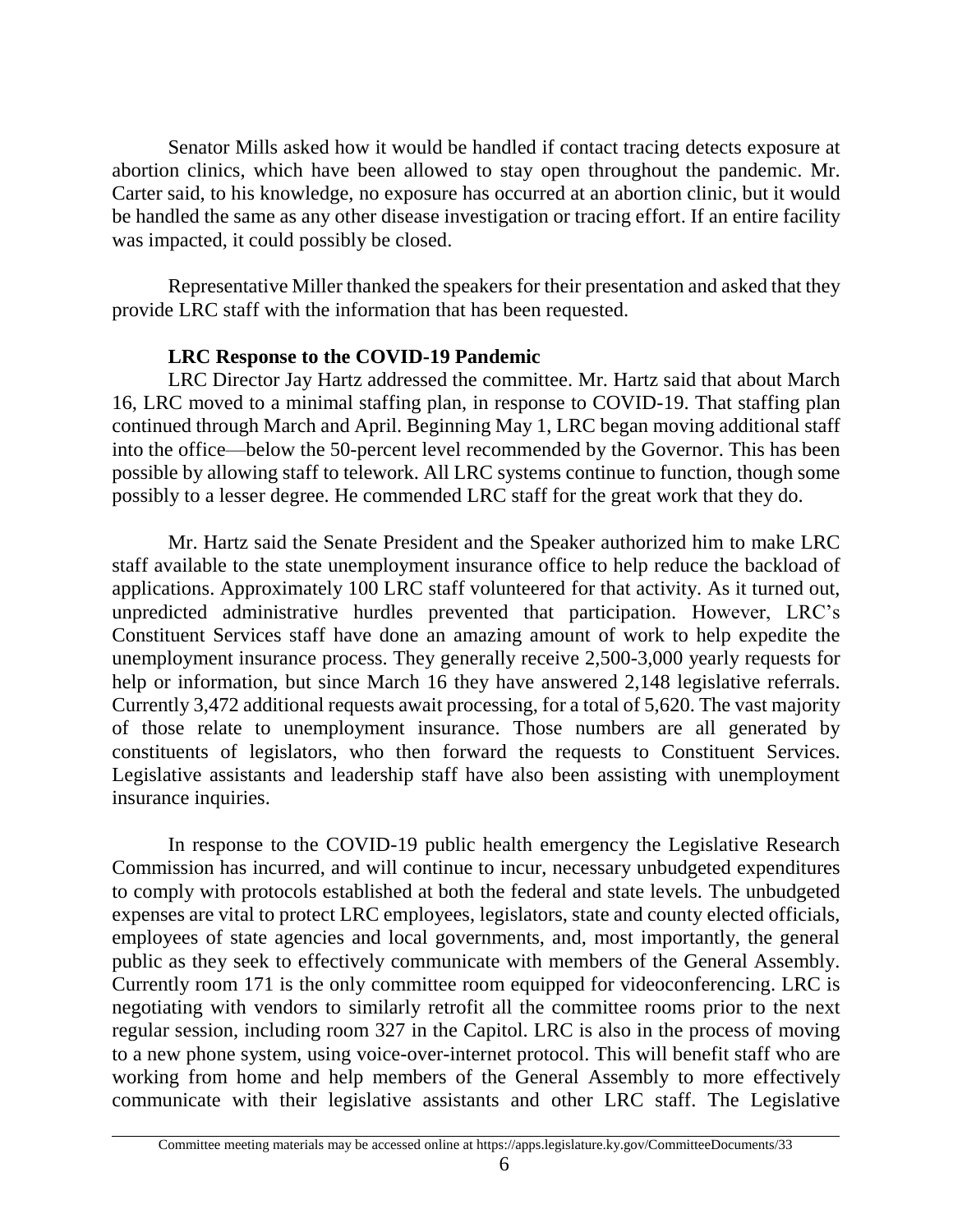Senator Mills asked how it would be handled if contact tracing detects exposure at abortion clinics, which have been allowed to stay open throughout the pandemic. Mr. Carter said, to his knowledge, no exposure has occurred at an abortion clinic, but it would be handled the same as any other disease investigation or tracing effort. If an entire facility was impacted, it could possibly be closed.

Representative Miller thanked the speakers for their presentation and asked that they provide LRC staff with the information that has been requested.

**LRC Response to the COVID-19 Pandemic**

LRC Director Jay Hartz addressed the committee. Mr. Hartz said that about March 16, LRC moved to a minimal staffing plan, in response to COVID-19. That staffing plan continued through March and April. Beginning May 1, LRC began moving additional staff into the office—below the 50-percent level recommended by the Governor. This has been possible by allowing staff to telework. All LRC systems continue to function, though some possibly to a lesser degree. He commended LRC staff for the great work that they do.

Mr. Hartz said the Senate President and the Speaker authorized him to make LRC staff available to the state unemployment insurance office to help reduce the backload of applications. Approximately 100 LRC staff volunteered for that activity. As it turned out, unpredicted administrative hurdles prevented that participation. However, LRC's Constituent Services staff have done an amazing amount of work to help expedite the unemployment insurance process. They generally receive 2,500-3,000 yearly requests for help or information, but since March 16 they have answered 2,148 legislative referrals. Currently 3,472 additional requests await processing, for a total of 5,620. The vast majority of those relate to unemployment insurance. Those numbers are all generated by constituents of legislators, who then forward the requests to Constituent Services. Legislative assistants and leadership staff have also been assisting with unemployment insurance inquiries.

In response to the COVID-19 public health emergency the Legislative Research Commission has incurred, and will continue to incur, necessary unbudgeted expenditures to comply with protocols established at both the federal and state levels. The unbudgeted expenses are vital to protect LRC employees, legislators, state and county elected officials, employees of state agencies and local governments, and, most importantly, the general public as they seek to effectively communicate with members of the General Assembly. Currently room 171 is the only committee room equipped for videoconferencing. LRC is negotiating with vendors to similarly retrofit all the committee rooms prior to the next regular session, including room 327 in the Capitol. LRC is also in the process of moving to a new phone system, using voice-over-internet protocol. This will benefit staff who are working from home and help members of the General Assembly to more effectively communicate with their legislative assistants and other LRC staff. The Legislative

Committee meeting materials may be accessed online at https://apps.legislature.ky.gov/CommitteeDocuments/33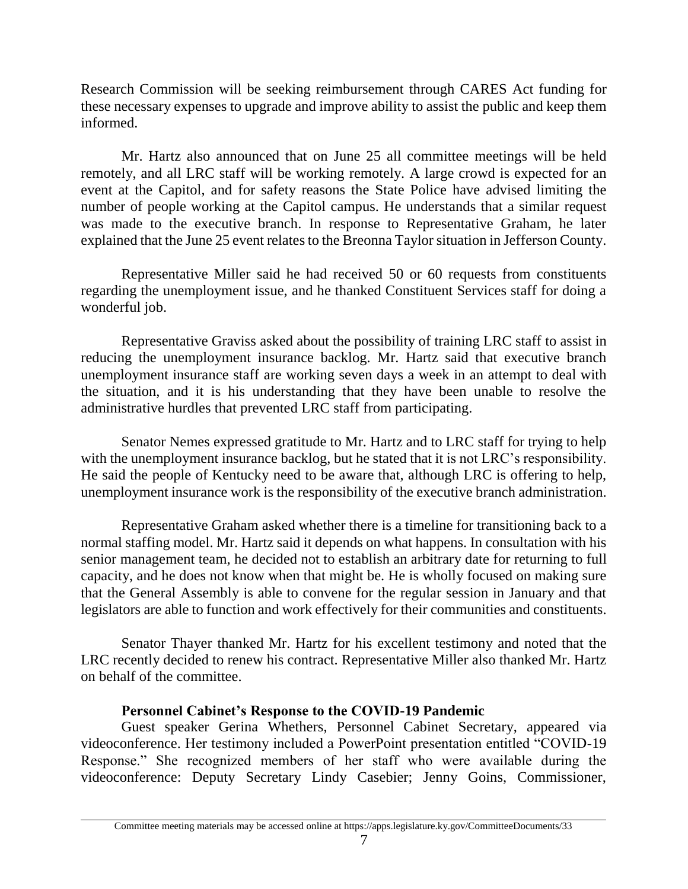Research Commission will be seeking reimbursement through CARES Act funding for these necessary expenses to upgrade and improve ability to assist the public and keep them informed.

Mr. Hartz also announced that on June 25 all committee meetings will be held remotely, and all LRC staff will be working remotely. A large crowd is expected for an event at the Capitol, and for safety reasons the State Police have advised limiting the number of people working at the Capitol campus. He understands that a similar request was made to the executive branch. In response to Representative Graham, he later explained that the June 25 event relates to the Breonna Taylor situation in Jefferson County.

Representative Miller said he had received 50 or 60 requests from constituents regarding the unemployment issue, and he thanked Constituent Services staff for doing a wonderful job.

Representative Graviss asked about the possibility of training LRC staff to assist in reducing the unemployment insurance backlog. Mr. Hartz said that executive branch unemployment insurance staff are working seven days a week in an attempt to deal with the situation, and it is his understanding that they have been unable to resolve the administrative hurdles that prevented LRC staff from participating.

Senator Nemes expressed gratitude to Mr. Hartz and to LRC staff for trying to help with the unemployment insurance backlog, but he stated that it is not LRC's responsibility. He said the people of Kentucky need to be aware that, although LRC is offering to help, unemployment insurance work is the responsibility of the executive branch administration.

Representative Graham asked whether there is a timeline for transitioning back to a normal staffing model. Mr. Hartz said it depends on what happens. In consultation with his senior management team, he decided not to establish an arbitrary date for returning to full capacity, and he does not know when that might be. He is wholly focused on making sure that the General Assembly is able to convene for the regular session in January and that legislators are able to function and work effectively for their communities and constituents.

Senator Thayer thanked Mr. Hartz for his excellent testimony and noted that the LRC recently decided to renew his contract. Representative Miller also thanked Mr. Hartz on behalf of the committee.

**Personnel Cabinet's Response to the COVID-19 Pandemic**

Guest speaker Gerina Whethers, Personnel Cabinet Secretary, appeared via videoconference. Her testimony included a PowerPoint presentation entitled "COVID-19 Response." She recognized members of her staff who were available during the videoconference: Deputy Secretary Lindy Casebier; Jenny Goins, Commissioner,

Committee meeting materials may be accessed online at https://apps.legislature.ky.gov/CommitteeDocuments/33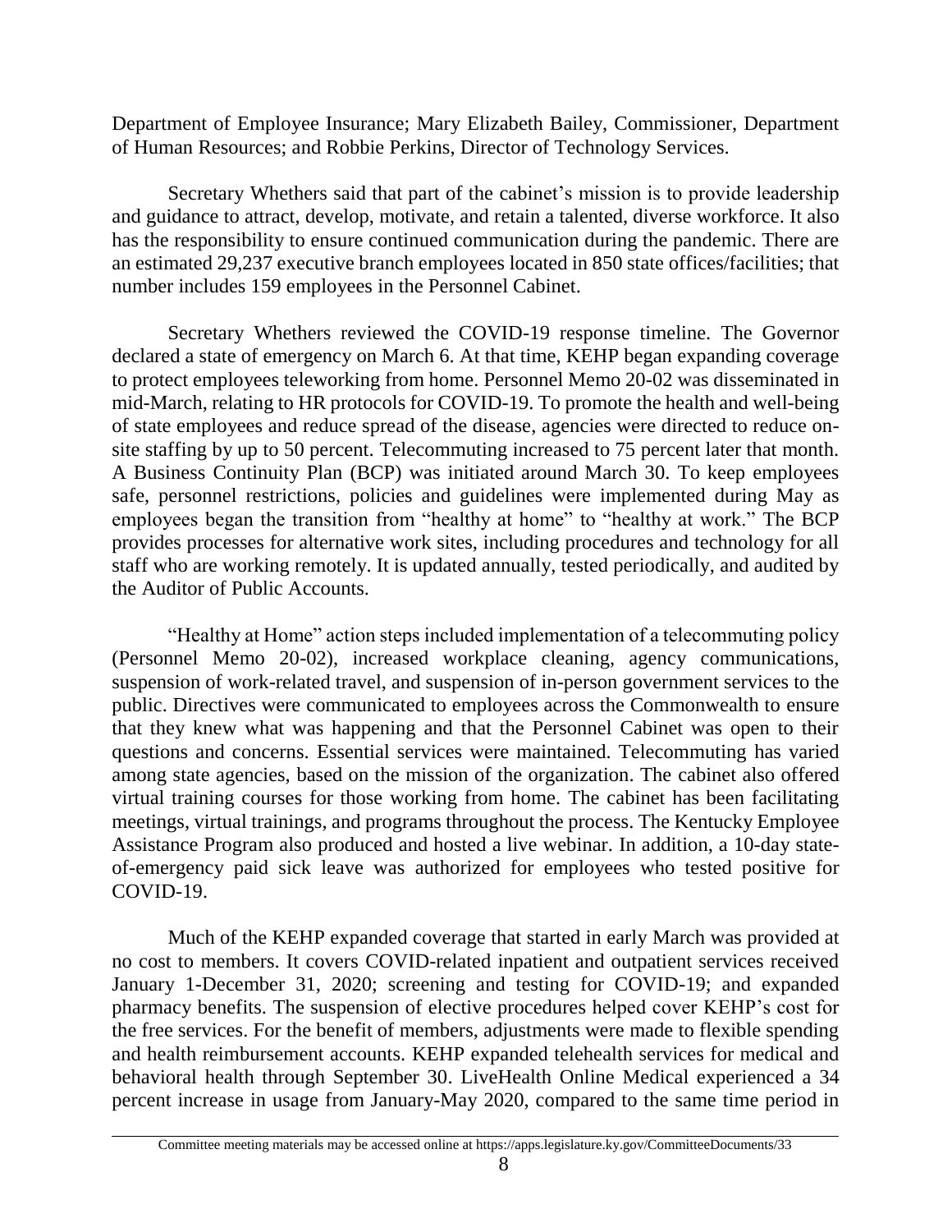Department of Employee Insurance; Mary Elizabeth Bailey, Commissioner, Department of Human Resources; and Robbie Perkins, Director of Technology Services.

Secretary Whethers said that part of the cabinet's mission is to provide leadership and guidance to attract, develop, motivate, and retain a talented, diverse workforce. It also has the responsibility to ensure continued communication during the pandemic. There are an estimated 29,237 executive branch employees located in 850 state offices/facilities; that number includes 159 employees in the Personnel Cabinet.

Secretary Whethers reviewed the COVID-19 response timeline. The Governor declared a state of emergency on March 6. At that time, KEHP began expanding coverage to protect employees teleworking from home. Personnel Memo 20-02 was disseminated in mid-March, relating to HR protocols for COVID-19. To promote the health and well-being of state employees and reduce spread of the disease, agencies were directed to reduce on-site staffing by up to 50 percent. Telecommuting increased to 75 percent later that month. A Business Continuity Plan (BCP) was initiated around March 30. To keep employees safe, personnel restrictions, policies and guidelines were implemented during May as employees began the transition from "healthy at home" to "healthy at work." The BCP provides processes for alternative work sites, including procedures and technology for all staff who are working remotely. It is updated annually, tested periodically, and audited by the Auditor of Public Accounts.

"Healthy at Home" action steps included implementation of a telecommuting policy (Personnel Memo 20-02), increased workplace cleaning, agency communications, suspension of work-related travel, and suspension of in-person government services to the public. Directives were communicated to employees across the Commonwealth to ensure that they knew what was happening and that the Personnel Cabinet was open to their questions and concerns. Essential services were maintained. Telecommuting has varied among state agencies, based on the mission of the organization. The cabinet also offered virtual training courses for those working from home. The cabinet has been facilitating meetings, virtual trainings, and programs throughout the process. The Kentucky Employee Assistance Program also produced and hosted a live webinar. In addition, a 10-day state-of-emergency paid sick leave was authorized for employees who tested positive for COVID-19.

Much of the KEHP expanded coverage that started in early March was provided at no cost to members. It covers COVID-related inpatient and outpatient services received January 1-December 31, 2020; screening and testing for COVID-19; and expanded pharmacy benefits. The suspension of elective procedures helped cover KEHP's cost for the free services. For the benefit of members, adjustments were made to flexible spending and health reimbursement accounts. KEHP expanded telehealth services for medical and behavioral health through September 30. LiveHealth Online Medical experienced a 34 percent increase in usage from January-May 2020, compared to the same time period in

Committee meeting materials may be accessed online at https://apps.legislature.ky.gov/CommitteeDocuments/33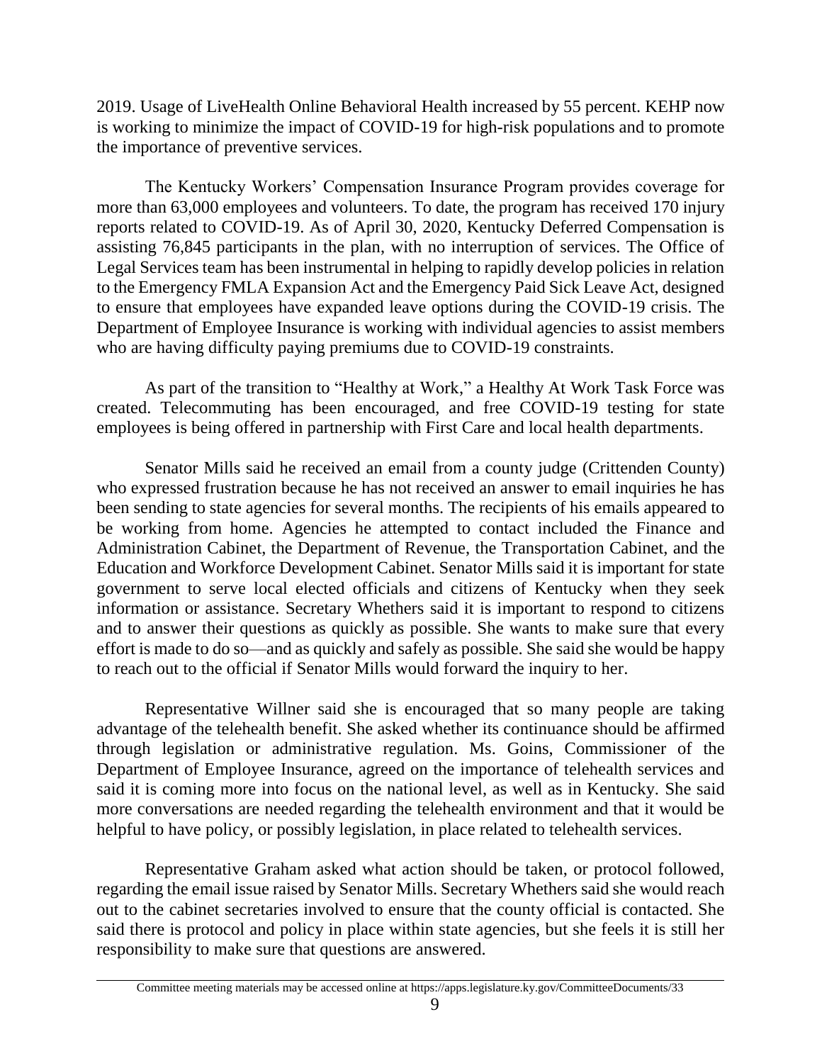2019. Usage of LiveHealth Online Behavioral Health increased by 55 percent. KEHP now is working to minimize the impact of COVID-19 for high-risk populations and to promote the importance of preventive services.

The Kentucky Workers' Compensation Insurance Program provides coverage for more than 63,000 employees and volunteers. To date, the program has received 170 injury reports related to COVID-19. As of April 30, 2020, Kentucky Deferred Compensation is assisting 76,845 participants in the plan, with no interruption of services. The Office of Legal Services team has been instrumental in helping to rapidly develop policies in relation to the Emergency FMLA Expansion Act and the Emergency Paid Sick Leave Act, designed to ensure that employees have expanded leave options during the COVID-19 crisis. The Department of Employee Insurance is working with individual agencies to assist members who are having difficulty paying premiums due to COVID-19 constraints.

As part of the transition to "Healthy at Work," a Healthy At Work Task Force was created. Telecommuting has been encouraged, and free COVID-19 testing for state employees is being offered in partnership with First Care and local health departments.

Senator Mills said he received an email from a county judge (Crittenden County) who expressed frustration because he has not received an answer to email inquiries he has been sending to state agencies for several months. The recipients of his emails appeared to be working from home. Agencies he attempted to contact included the Finance and Administration Cabinet, the Department of Revenue, the Transportation Cabinet, and the Education and Workforce Development Cabinet. Senator Mills said it is important for state government to serve local elected officials and citizens of Kentucky when they seek information or assistance. Secretary Whethers said it is important to respond to citizens and to answer their questions as quickly as possible. She wants to make sure that every effort is made to do so—and as quickly and safely as possible. She said she would be happy to reach out to the official if Senator Mills would forward the inquiry to her.

Representative Willner said she is encouraged that so many people are taking advantage of the telehealth benefit. She asked whether its continuance should be affirmed through legislation or administrative regulation. Ms. Goins, Commissioner of the Department of Employee Insurance, agreed on the importance of telehealth services and said it is coming more into focus on the national level, as well as in Kentucky. She said more conversations are needed regarding the telehealth environment and that it would be helpful to have policy, or possibly legislation, in place related to telehealth services.

Representative Graham asked what action should be taken, or protocol followed, regarding the email issue raised by Senator Mills. Secretary Whethers said she would reach out to the cabinet secretaries involved to ensure that the county official is contacted. She said there is protocol and policy in place within state agencies, but she feels it is still her responsibility to make sure that questions are answered.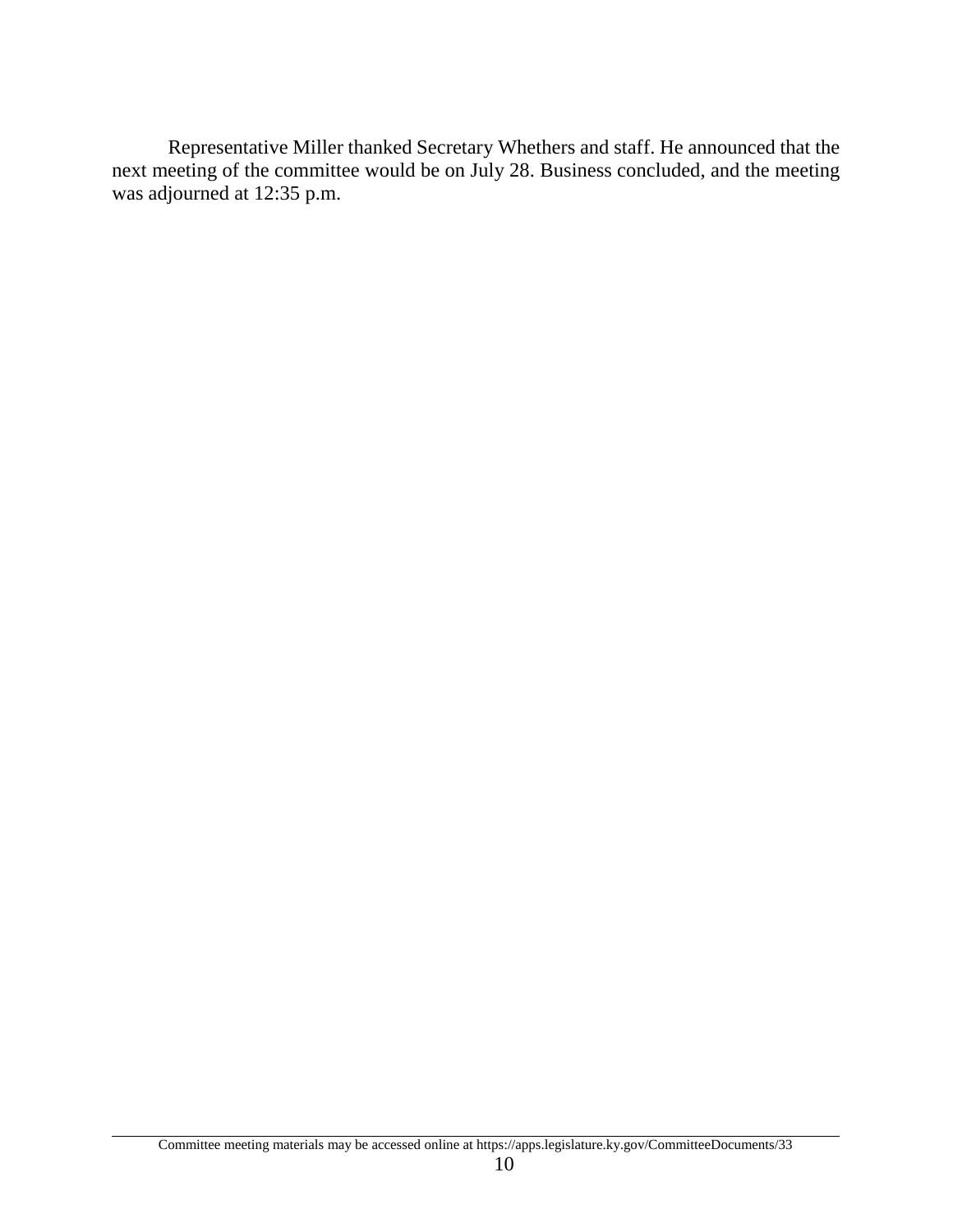Representative Miller thanked Secretary Whethers and staff. He announced that the next meeting of the committee would be on July 28. Business concluded, and the meeting was adjourned at 12:35 p.m.

Committee meeting materials may be accessed online at https://apps.legislature.ky.gov/CommitteeDocuments/33